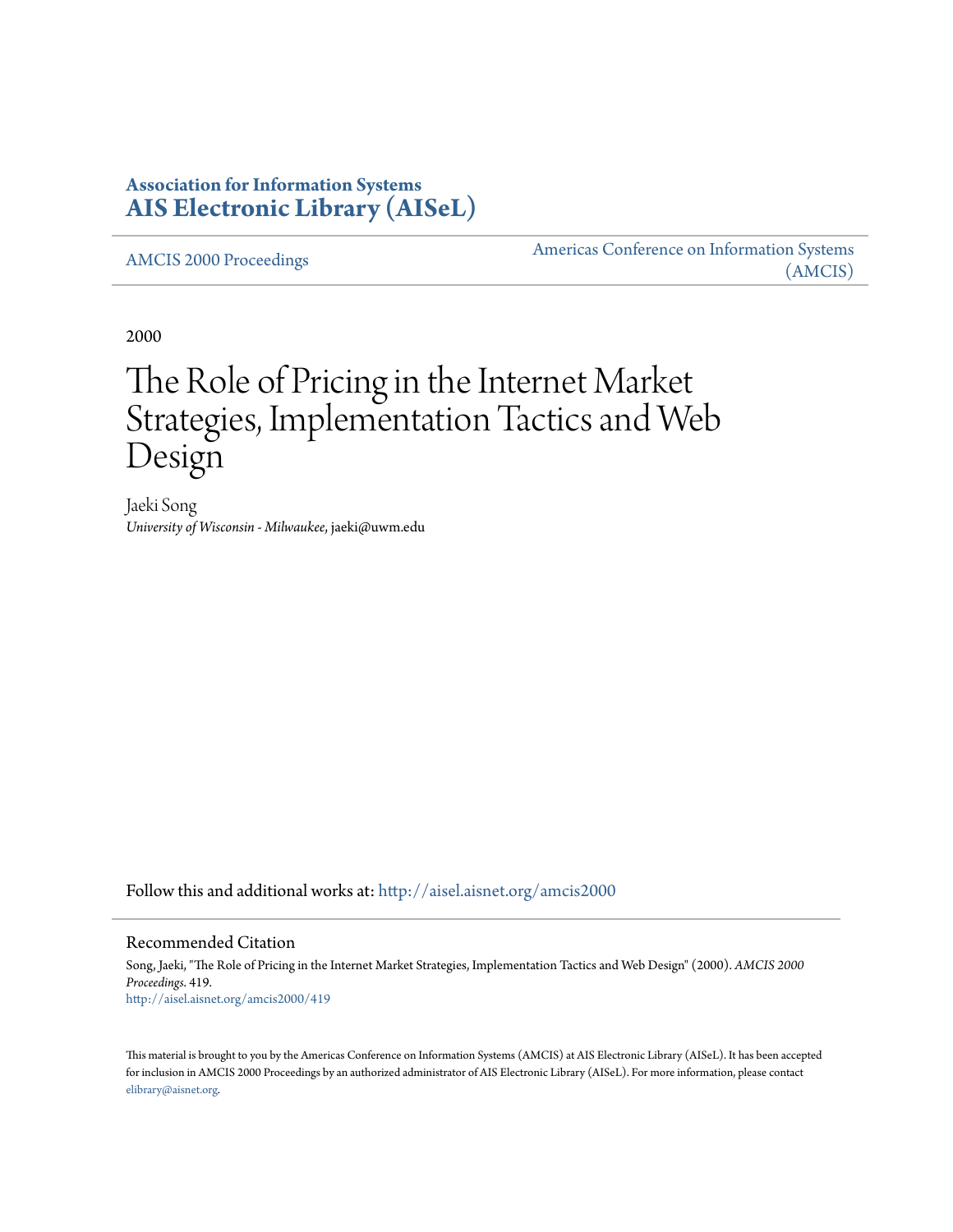**Association for Information Systems**
**AIS Electronic Library (AISeL)**

AMCIS 2000 Proceedings

Americas Conference on Information Systems (AMCIS)

2000

# The Role of Pricing in the Internet Market Strategies, Implementation Tactics and Web Design

Jaeki Song
*University of Wisconsin - Milwaukee*, jaeki@uwm.edu

Follow this and additional works at: http://aisel.aisnet.org/amcis2000

## Recommended Citation

Song, Jaeki, "The Role of Pricing in the Internet Market Strategies, Implementation Tactics and Web Design" (2000). *AMCIS 2000 Proceedings*. 419.
http://aisel.aisnet.org/amcis2000/419

This material is brought to you by the Americas Conference on Information Systems (AMCIS) at AIS Electronic Library (AISeL). It has been accepted for inclusion in AMCIS 2000 Proceedings by an authorized administrator of AIS Electronic Library (AISeL). For more information, please contact elibrary@aisnet.org.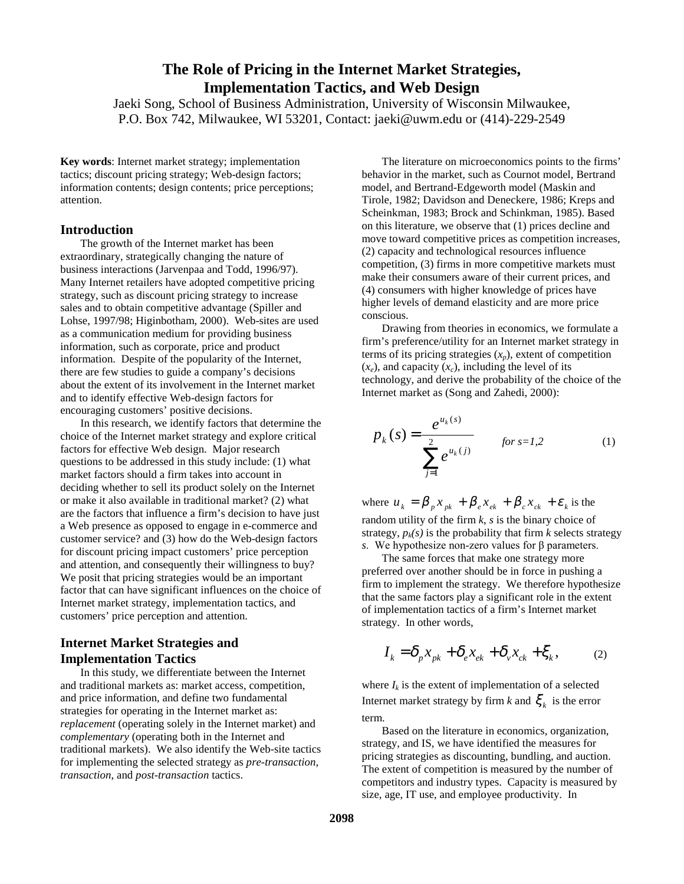# The Role of Pricing in the Internet Market Strategies, Implementation Tactics, and Web Design

Jaeki Song, School of Business Administration, University of Wisconsin Milwaukee, P.O. Box 742, Milwaukee, WI 53201, Contact: jaeki@uwm.edu or (414)-229-2549

**Key words**: Internet market strategy; implementation tactics; discount pricing strategy; Web-design factors; information contents; design contents; price perceptions; attention.

## Introduction

The growth of the Internet market has been extraordinary, strategically changing the nature of business interactions (Jarvenpaa and Todd, 1996/97). Many Internet retailers have adopted competitive pricing strategy, such as discount pricing strategy to increase sales and to obtain competitive advantage (Spiller and Lohse, 1997/98; Higinbotham, 2000). Web-sites are used as a communication medium for providing business information, such as corporate, price and product information. Despite of the popularity of the Internet, there are few studies to guide a company's decisions about the extent of its involvement in the Internet market and to identify effective Web-design factors for encouraging customers' positive decisions.

In this research, we identify factors that determine the choice of the Internet market strategy and explore critical factors for effective Web design. Major research questions to be addressed in this study include: (1) what market factors should a firm takes into account in deciding whether to sell its product solely on the Internet or make it also available in traditional market? (2) what are the factors that influence a firm's decision to have just a Web presence as opposed to engage in e-commerce and customer service? and (3) how do the Web-design factors for discount pricing impact customers' price perception and attention, and consequently their willingness to buy? We posit that pricing strategies would be an important factor that can have significant influences on the choice of Internet market strategy, implementation tactics, and customers' price perception and attention.

## Internet Market Strategies and Implementation Tactics

In this study, we differentiate between the Internet and traditional markets as: market access, competition, and price information, and define two fundamental strategies for operating in the Internet market as: *replacement* (operating solely in the Internet market) and *complementary* (operating both in the Internet and traditional markets). We also identify the Web-site tactics for implementing the selected strategy as *pre-transaction*, *transaction*, and *post-transaction* tactics.

The literature on microeconomics points to the firms' behavior in the market, such as Cournot model, Bertrand model, and Bertrand-Edgeworth model (Maskin and Tirole, 1982; Davidson and Deneckere, 1986; Kreps and Scheinkman, 1983; Brock and Schinkman, 1985). Based on this literature, we observe that (1) prices decline and move toward competitive prices as competition increases, (2) capacity and technological resources influence competition, (3) firms in more competitive markets must make their consumers aware of their current prices, and (4) consumers with higher knowledge of prices have higher levels of demand elasticity and are more price conscious.

Drawing from theories in economics, we formulate a firm's preference/utility for an Internet market strategy in terms of its pricing strategies ($x_p$), extent of competition ($x_e$), and capacity ($x_c$), including the level of its technology, and derive the probability of the choice of the Internet market as (Song and Zahedi, 2000):

$$p_k(s) = \frac{e^{u_k(s)}}{\sum_{j=1}^{2} e^{u_k(j)}} \qquad \textit{for } s=1,2 \tag{1}$$

where $u_k = \beta_p x_{pk} + \beta_e x_{ek} + \beta_c x_{ck} + \varepsilon_k$ is the random utility of the firm $k$, $s$ is the binary choice of strategy, $p_k(s)$ is the probability that firm $k$ selects strategy $s$. We hypothesize non-zero values for β parameters.

The same forces that make one strategy more preferred over another should be in force in pushing a firm to implement the strategy. We therefore hypothesize that the same factors play a significant role in the extent of implementation tactics of a firm's Internet market strategy. In other words,

$$I_k = \delta_p x_{pk} + \delta_e x_{ek} + \delta_v x_{ck} + \xi_k, \tag{2}$$

where $I_k$ is the extent of implementation of a selected Internet market strategy by firm $k$ and $\xi_k$ is the error term.

Based on the literature in economics, organization, strategy, and IS, we have identified the measures for pricing strategies as discounting, bundling, and auction. The extent of competition is measured by the number of competitors and industry types. Capacity is measured by size, age, IT use, and employee productivity. In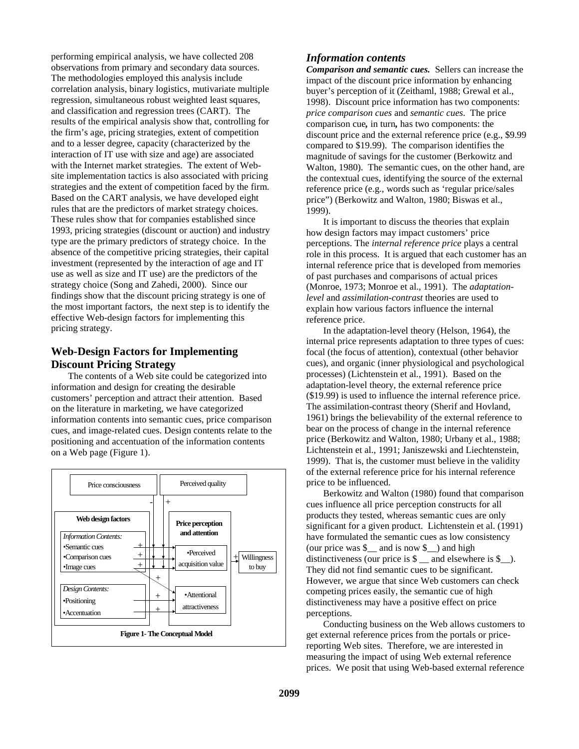performing empirical analysis, we have collected 208 observations from primary and secondary data sources. The methodologies employed this analysis include correlation analysis, binary logistics, mutivariate multiple regression, simultaneous robust weighted least squares, and classification and regression trees (CART). The results of the empirical analysis show that, controlling for the firm's age, pricing strategies, extent of competition and to a lesser degree, capacity (characterized by the interaction of IT use with size and age) are associated with the Internet market strategies. The extent of Web-site implementation tactics is also associated with pricing strategies and the extent of competition faced by the firm. Based on the CART analysis, we have developed eight rules that are the predictors of market strategy choices. These rules show that for companies established since 1993, pricing strategies (discount or auction) and industry type are the primary predictors of strategy choice. In the absence of the competitive pricing strategies, their capital investment (represented by the interaction of age and IT use as well as size and IT use) are the predictors of the strategy choice (Song and Zahedi, 2000). Since our findings show that the discount pricing strategy is one of the most important factors, the next step is to identify the effective Web-design factors for implementing this pricing strategy.

## Web-Design Factors for Implementing Discount Pricing Strategy

The contents of a Web site could be categorized into information and design for creating the desirable customers' perception and attract their attention. Based on the literature in marketing, we have categorized information contents into semantic cues, price comparison cues, and image-related cues. Design contents relate to the positioning and accentuation of the information contents on a Web page (Figure 1).

Price consciousness (−) · Perceived quality (+)

Web design factors — *Information Contents:* •Semantic cues (+) •Comparison cues (+) •Image cues (+) → •Perceived acquisition value (+) → Willingness to buy

*Design Contents:* •Positioning (+) •Accentuation (+) → •Attentional attractiveness

Price perception and attention

**Figure 1- The Conceptual Model**

### *Information contents*

***Comparison and semantic cues.*** Sellers can increase the impact of the discount price information by enhancing buyer's perception of it (Zeithaml, 1988; Grewal et al., 1998). Discount price information has two components: *price comparison cues* and *semantic cues*. The price comparison cue**,** in turn**,** has two components: the discount price and the external reference price (e.g., \$9.99 compared to \$19.99). The comparison identifies the magnitude of savings for the customer (Berkowitz and Walton, 1980). The semantic cues, on the other hand, are the contextual cues, identifying the source of the external reference price (e.g., words such as 'regular price/sales price") (Berkowitz and Walton, 1980; Biswas et al., 1999).

It is important to discuss the theories that explain how design factors may impact customers' price perceptions. The *internal reference price* plays a central role in this process. It is argued that each customer has an internal reference price that is developed from memories of past purchases and comparisons of actual prices (Monroe, 1973; Monroe et al., 1991). The *adaptation-level* and *assimilation-contrast* theories are used to explain how various factors influence the internal reference price.

In the adaptation-level theory (Helson, 1964), the internal price represents adaptation to three types of cues: focal (the focus of attention), contextual (other behavior cues), and organic (inner physiological and psychological processes) (Lichtenstein et al., 1991). Based on the adaptation-level theory, the external reference price (\$19.99) is used to influence the internal reference price. The assimilation-contrast theory (Sherif and Hovland, 1961) brings the believability of the external reference to bear on the process of change in the internal reference price (Berkowitz and Walton, 1980; Urbany et al., 1988; Lichtenstein et al., 1991; Janiszewski and Liechtenstein, 1999). That is, the customer must believe in the validity of the external reference price for his internal reference price to be influenced.

Berkowitz and Walton (1980) found that comparison cues influence all price perception constructs for all products they tested, whereas semantic cues are only significant for a given product. Lichtenstein et al. (1991) have formulated the semantic cues as low consistency (our price was \$__ and is now \$__) and high distinctiveness (our price is \$ __ and elsewhere is \$__). They did not find semantic cues to be significant. However, we argue that since Web customers can check competing prices easily, the semantic cue of high distinctiveness may have a positive effect on price perceptions.

Conducting business on the Web allows customers to get external reference prices from the portals or price-reporting Web sites. Therefore, we are interested in measuring the impact of using Web external reference prices. We posit that using Web-based external reference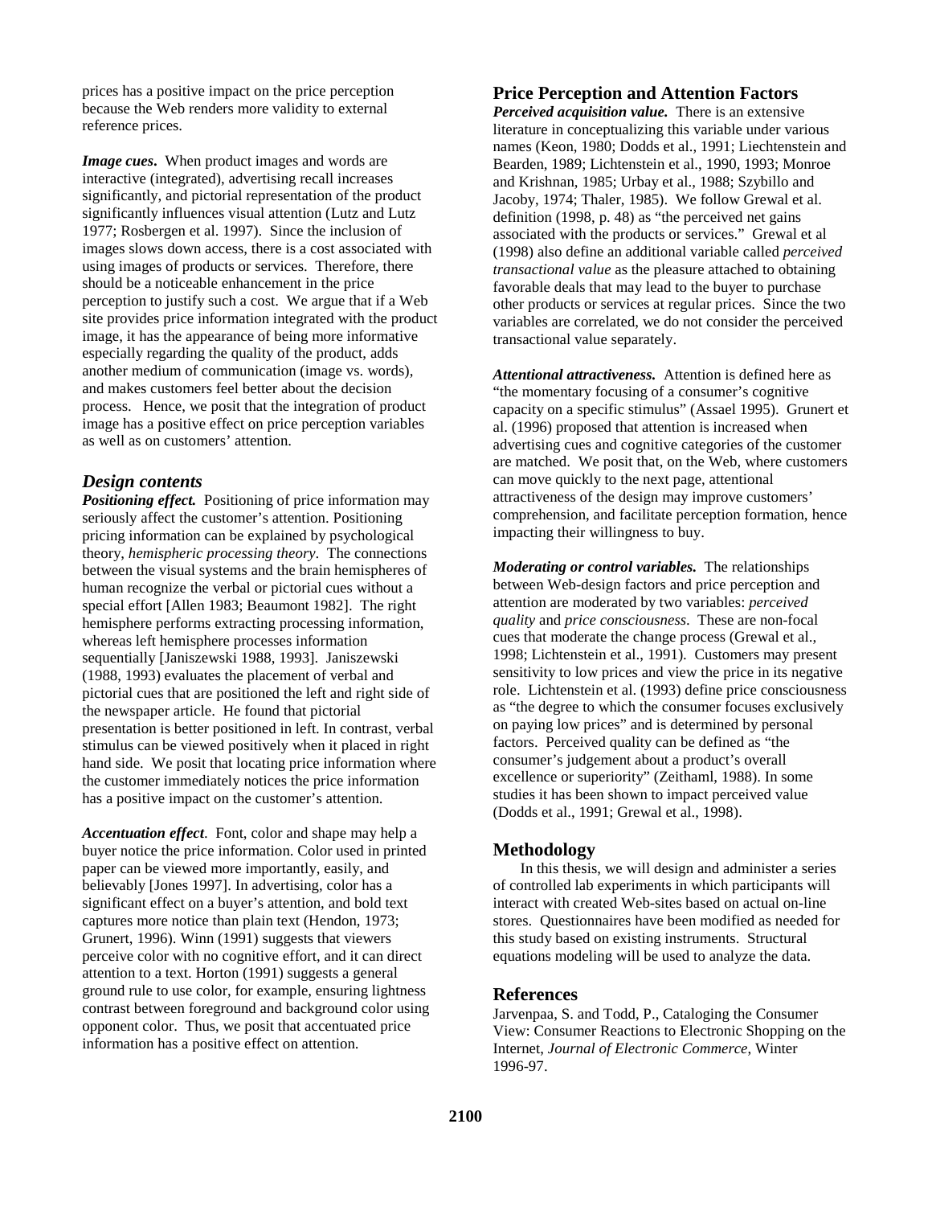prices has a positive impact on the price perception because the Web renders more validity to external reference prices.

***Image cues***. When product images and words are interactive (integrated), advertising recall increases significantly, and pictorial representation of the product significantly influences visual attention (Lutz and Lutz 1977; Rosbergen et al. 1997). Since the inclusion of images slows down access, there is a cost associated with using images of products or services. Therefore, there should be a noticeable enhancement in the price perception to justify such a cost. We argue that if a Web site provides price information integrated with the product image, it has the appearance of being more informative especially regarding the quality of the product, adds another medium of communication (image vs. words), and makes customers feel better about the decision process. Hence, we posit that the integration of product image has a positive effect on price perception variables as well as on customers' attention.

### *Design contents*

***Positioning effect.*** Positioning of price information may seriously affect the customer's attention. Positioning pricing information can be explained by psychological theory, *hemispheric processing theory*. The connections between the visual systems and the brain hemispheres of human recognize the verbal or pictorial cues without a special effort [Allen 1983; Beaumont 1982]. The right hemisphere performs extracting processing information, whereas left hemisphere processes information sequentially [Janiszewski 1988, 1993]. Janiszewski (1988, 1993) evaluates the placement of verbal and pictorial cues that are positioned the left and right side of the newspaper article. He found that pictorial presentation is better positioned in left. In contrast, verbal stimulus can be viewed positively when it placed in right hand side. We posit that locating price information where the customer immediately notices the price information has a positive impact on the customer's attention.

***Accentuation effect***. Font, color and shape may help a buyer notice the price information. Color used in printed paper can be viewed more importantly, easily, and believably [Jones 1997]. In advertising, color has a significant effect on a buyer's attention, and bold text captures more notice than plain text (Hendon, 1973; Grunert, 1996). Winn (1991) suggests that viewers perceive color with no cognitive effort, and it can direct attention to a text. Horton (1991) suggests a general ground rule to use color, for example, ensuring lightness contrast between foreground and background color using opponent color. Thus, we posit that accentuated price information has a positive effect on attention.

### Price Perception and Attention Factors

***Perceived acquisition value.*** There is an extensive literature in conceptualizing this variable under various names (Keon, 1980; Dodds et al., 1991; Liechtenstein and Bearden, 1989; Lichtenstein et al., 1990, 1993; Monroe and Krishnan, 1985; Urbay et al., 1988; Szybillo and Jacoby, 1974; Thaler, 1985). We follow Grewal et al. definition (1998, p. 48) as "the perceived net gains associated with the products or services." Grewal et al (1998) also define an additional variable called *perceived transactional value* as the pleasure attached to obtaining favorable deals that may lead to the buyer to purchase other products or services at regular prices. Since the two variables are correlated, we do not consider the perceived transactional value separately.

***Attentional attractiveness.*** Attention is defined here as "the momentary focusing of a consumer's cognitive capacity on a specific stimulus" (Assael 1995). Grunert et al. (1996) proposed that attention is increased when advertising cues and cognitive categories of the customer are matched. We posit that, on the Web, where customers can move quickly to the next page, attentional attractiveness of the design may improve customers' comprehension, and facilitate perception formation, hence impacting their willingness to buy.

***Moderating or control variables.*** The relationships between Web-design factors and price perception and attention are moderated by two variables: *perceived quality* and *price consciousness*. These are non-focal cues that moderate the change process (Grewal et al., 1998; Lichtenstein et al., 1991). Customers may present sensitivity to low prices and view the price in its negative role. Lichtenstein et al. (1993) define price consciousness as "the degree to which the consumer focuses exclusively on paying low prices" and is determined by personal factors. Perceived quality can be defined as "the consumer's judgement about a product's overall excellence or superiority" (Zeithaml, 1988). In some studies it has been shown to impact perceived value (Dodds et al., 1991; Grewal et al., 1998).

### Methodology

In this thesis, we will design and administer a series of controlled lab experiments in which participants will interact with created Web-sites based on actual on-line stores. Questionnaires have been modified as needed for this study based on existing instruments. Structural equations modeling will be used to analyze the data.

### References

Jarvenpaa, S. and Todd, P., Cataloging the Consumer View: Consumer Reactions to Electronic Shopping on the Internet, *Journal of Electronic Commerce*, Winter 1996-97.